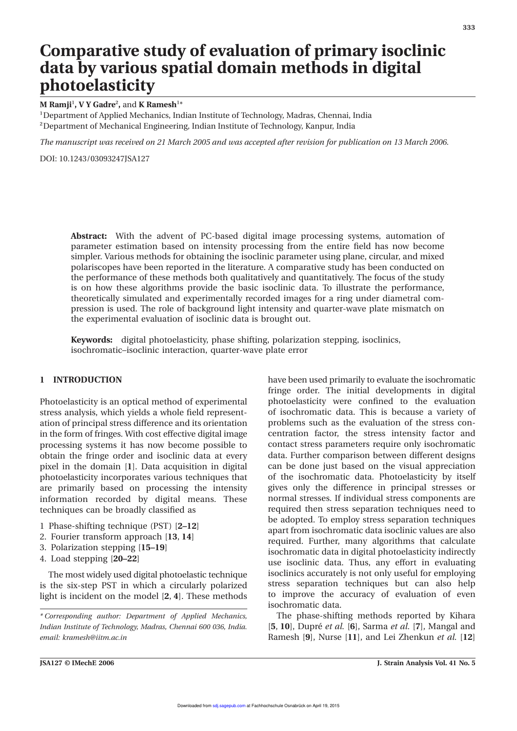# Comparative study of evaluation of primary isoclinic data by various spatial domain methods in digital photoelasticity

**M Ramji[1], V Y Gadre[2], and K Ramesh[1*]**

[1]Department of Applied Mechanics, Indian Institute of Technology, Madras, Chennai, India
[2]Department of Mechanical Engineering, Indian Institute of Technology, Kanpur, India

*The manuscript was received on 21 March 2005 and was accepted after revision for publication on 13 March 2006.*

DOI: 10.1243/03093247JSA127

**Abstract:** With the advent of PC-based digital image processing systems, automation of parameter estimation based on intensity processing from the entire field has now become simpler. Various methods for obtaining the isoclinic parameter using plane, circular, and mixed polariscopes have been reported in the literature. A comparative study has been conducted on the performance of these methods both qualitatively and quantitatively. The focus of the study is on how these algorithms provide the basic isoclinic data. To illustrate the performance, theoretically simulated and experimentally recorded images for a ring under diametral compression is used. The role of background light intensity and quarter-wave plate mismatch on the experimental evaluation of isoclinic data is brought out.

**Keywords:** digital photoelasticity, phase shifting, polarization stepping, isoclinics, isochromatic–isoclinic interaction, quarter-wave plate error

## 1 INTRODUCTION

Photoelasticity is an optical method of experimental stress analysis, which yields a whole field representation of principal stress difference and its orientation in the form of fringes. With cost effective digital image processing systems it has now become possible to obtain the fringe order and isoclinic data at every pixel in the domain [**1**]. Data acquisition in digital photoelasticity incorporates various techniques that are primarily based on processing the intensity information recorded by digital means. These techniques can be broadly classified as

1 Phase-shifting technique (PST) [**2–12**]
2. Fourier transform approach [**13**, **14**]
3. Polarization stepping [**15–19**]
4. Load stepping [**20–22**]

The most widely used digital photoelastic technique is the six-step PST in which a circularly polarized light is incident on the model [**2**, **4**]. These methods have been used primarily to evaluate the isochromatic fringe order. The initial developments in digital photoelasticity were confined to the evaluation of isochromatic data. This is because a variety of problems such as the evaluation of the stress concentration factor, the stress intensity factor and contact stress parameters require only isochromatic data. Further comparison between different designs can be done just based on the visual appreciation of the isochromatic data. Photoelasticity by itself gives only the difference in principal stresses or normal stresses. If individual stress components are required then stress separation techniques need to be adopted. To employ stress separation techniques apart from isochromatic data isoclinic values are also required. Further, many algorithms that calculate isochromatic data in digital photoelasticity indirectly use isoclinic data. Thus, any effort in evaluating isoclinics accurately is not only useful for employing stress separation techniques but can also help to improve the accuracy of evaluation of even isochromatic data.

The phase-shifting methods reported by Kihara [**5**, **10**], Dupré *et al.* [**6**], Sarma *et al.* [**7**], Mangal and Ramesh [**9**], Nurse [**11**], and Lei Zhenkun *et al.* [**12**]

*\* Corresponding author: Department of Applied Mechanics, Indian Institute of Technology, Madras, Chennai 600 036, India. email: kramesh@iitm.ac.in*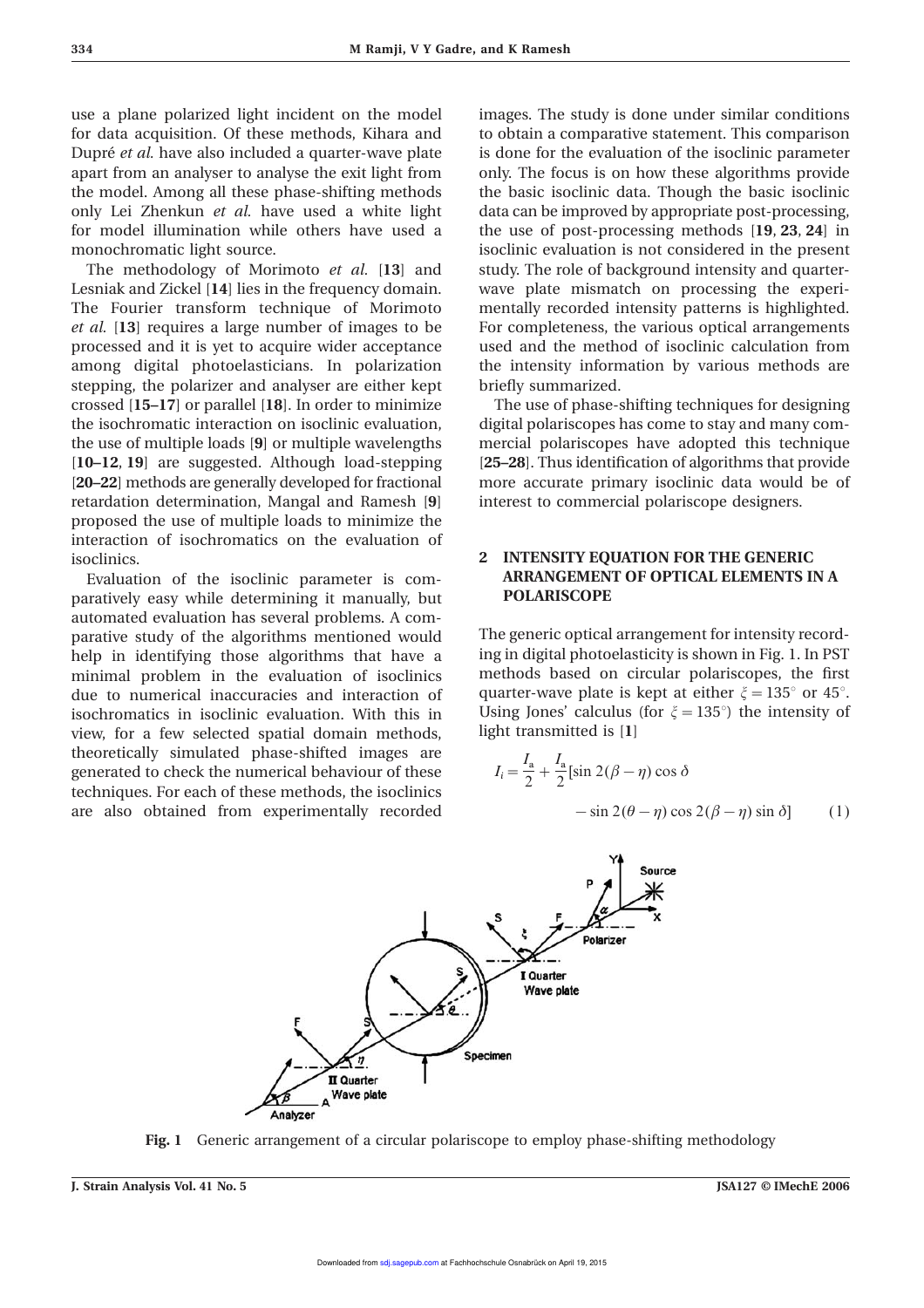use a plane polarized light incident on the model for data acquisition. Of these methods, Kihara and Dupré *et al.* have also included a quarter-wave plate apart from an analyser to analyse the exit light from the model. Among all these phase-shifting methods only Lei Zhenkun *et al.* have used a white light for model illumination while others have used a monochromatic light source.

The methodology of Morimoto *et al.* [**13**] and Lesniak and Zickel [**14**] lies in the frequency domain. The Fourier transform technique of Morimoto *et al.* [**13**] requires a large number of images to be processed and it is yet to acquire wider acceptance among digital photoelasticians. In polarization stepping, the polarizer and analyser are either kept crossed [**15–17**] or parallel [**18**]. In order to minimize the isochromatic interaction on isoclinic evaluation, the use of multiple loads [**9**] or multiple wavelengths [**10–12**, **19**] are suggested. Although load-stepping [**20–22**] methods are generally developed for fractional retardation determination, Mangal and Ramesh [**9**] proposed the use of multiple loads to minimize the interaction of isochromatics on the evaluation of isoclinics.

Evaluation of the isoclinic parameter is comparatively easy while determining it manually, but automated evaluation has several problems. A comparative study of the algorithms mentioned would help in identifying those algorithms that have a minimal problem in the evaluation of isoclinics due to numerical inaccuracies and interaction of isochromatics in isoclinic evaluation. With this in view, for a few selected spatial domain methods, theoretically simulated phase-shifted images are generated to check the numerical behaviour of these techniques. For each of these methods, the isoclinics are also obtained from experimentally recorded images. The study is done under similar conditions to obtain a comparative statement. This comparison is done for the evaluation of the isoclinic parameter only. The focus is on how these algorithms provide the basic isoclinic data. Though the basic isoclinic data can be improved by appropriate post-processing, the use of post-processing methods [**19**, **23**, **24**] in isoclinic evaluation is not considered in the present study. The role of background intensity and quarter-wave plate mismatch on processing the experimentally recorded intensity patterns is highlighted. For completeness, the various optical arrangements used and the method of isoclinic calculation from the intensity information by various methods are briefly summarized.

The use of phase-shifting techniques for designing digital polariscopes has come to stay and many commercial polariscopes have adopted this technique [**25–28**]. Thus identification of algorithms that provide more accurate primary isoclinic data would be of interest to commercial polariscope designers.

## 2 INTENSITY EQUATION FOR THE GENERIC ARRANGEMENT OF OPTICAL ELEMENTS IN A POLARISCOPE

The generic optical arrangement for intensity recording in digital photoelasticity is shown in Fig. 1. In PST methods based on circular polariscopes, the first quarter-wave plate is kept at either $\xi = 135^\circ$ or $45^\circ$. Using Jones' calculus (for $\xi = 135^\circ$) the intensity of light transmitted is [**1**]

$$I_i = \frac{I_a}{2} + \frac{I_a}{2}[\sin 2(\beta - \eta)\cos\delta - \sin 2(\theta - \eta)\cos 2(\beta - \eta)\sin\delta] \qquad (1)$$

**Fig. 1** Generic arrangement of a circular polariscope to employ phase-shifting methodology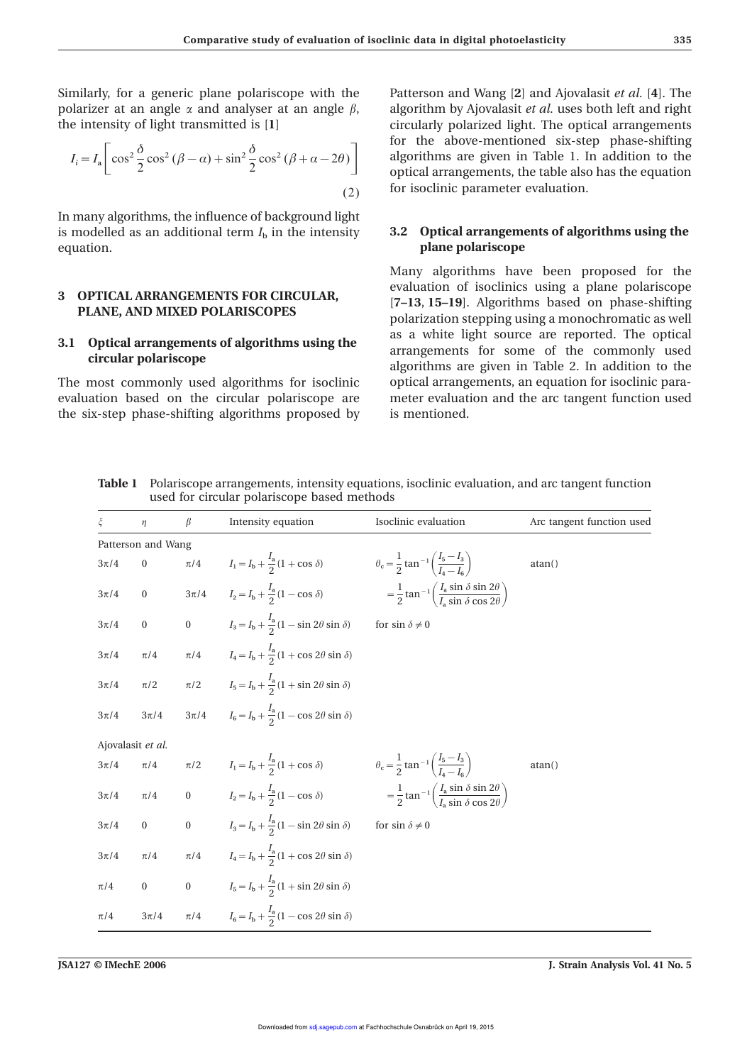Similarly, for a generic plane polariscope with the polarizer at an angle $\alpha$ and analyser at an angle $\beta$, the intensity of light transmitted is [1]

$$I_i = I_a\left[\cos^2\frac{\delta}{2}\cos^2(\beta-\alpha) + \sin^2\frac{\delta}{2}\cos^2(\beta+\alpha-2\theta)\right] \tag{2}$$

In many algorithms, the influence of background light is modelled as an additional term $I_b$ in the intensity equation.

## 3 OPTICAL ARRANGEMENTS FOR CIRCULAR, PLANE, AND MIXED POLARISCOPES

### 3.1 Optical arrangements of algorithms using the circular polariscope

The most commonly used algorithms for isoclinic evaluation based on the circular polariscope are the six-step phase-shifting algorithms proposed by Patterson and Wang [2] and Ajovalasit *et al.* [4]. The algorithm by Ajovalasit *et al.* uses both left and right circularly polarized light. The optical arrangements for the above-mentioned six-step phase-shifting algorithms are given in Table 1. In addition to the optical arrangements, the table also has the equation for isoclinic parameter evaluation.

### 3.2 Optical arrangements of algorithms using the plane polariscope

Many algorithms have been proposed for the evaluation of isoclinics using a plane polariscope [7–13, 15–19]. Algorithms based on phase-shifting polarization stepping using a monochromatic as well as a white light source are reported. The optical arrangements for some of the commonly used algorithms are given in Table 2. In addition to the optical arrangements, an equation for isoclinic parameter evaluation and the arc tangent function used is mentioned.

**Table 1** Polariscope arrangements, intensity equations, isoclinic evaluation, and arc tangent function used for circular polariscope based methods

| $\xi$ | $\eta$ | $\beta$ | Intensity equation | Isoclinic evaluation | Arc tangent function used |
|---|---|---|---|---|---|
| Patterson and Wang | | | | | |
| $3\pi/4$ | 0 | $\pi/4$ | $I_1 = I_b + \frac{I_a}{2}(1+\cos\delta)$ | $\theta_c = \frac{1}{2}\tan^{-1}\left(\frac{I_5-I_3}{I_4-I_6}\right)$ | atan() |
| $3\pi/4$ | 0 | $3\pi/4$ | $I_2 = I_b + \frac{I_a}{2}(1-\cos\delta)$ | $= \frac{1}{2}\tan^{-1}\left(\frac{I_a\sin\delta\sin 2\theta}{I_a\sin\delta\cos 2\theta}\right)$ | |
| $3\pi/4$ | 0 | 0 | $I_3 = I_b + \frac{I_a}{2}(1-\sin 2\theta\sin\delta)$ | for $\sin\delta \neq 0$ | |
| $3\pi/4$ | $\pi/4$ | $\pi/4$ | $I_4 = I_b + \frac{I_a}{2}(1+\cos 2\theta\sin\delta)$ | | |
| $3\pi/4$ | $\pi/2$ | $\pi/2$ | $I_5 = I_b + \frac{I_a}{2}(1+\sin 2\theta\sin\delta)$ | | |
| $3\pi/4$ | $3\pi/4$ | $3\pi/4$ | $I_6 = I_b + \frac{I_a}{2}(1-\cos 2\theta\sin\delta)$ | | |
| Ajovalasit *et al.* | | | | | |
| $3\pi/4$ | $\pi/4$ | $\pi/2$ | $I_1 = I_b + \frac{I_a}{2}(1+\cos\delta)$ | $\theta_c = \frac{1}{2}\tan^{-1}\left(\frac{I_5-I_3}{I_4-I_6}\right)$ | atan() |
| $3\pi/4$ | $\pi/4$ | 0 | $I_2 = I_b + \frac{I_a}{2}(1-\cos\delta)$ | $= \frac{1}{2}\tan^{-1}\left(\frac{I_a\sin\delta\sin 2\theta}{I_a\sin\delta\cos 2\theta}\right)$ | |
| $3\pi/4$ | 0 | 0 | $I_3 = I_b + \frac{I_a}{2}(1-\sin 2\theta\sin\delta)$ | for $\sin\delta \neq 0$ | |
| $3\pi/4$ | $\pi/4$ | $\pi/4$ | $I_4 = I_b + \frac{I_a}{2}(1+\cos 2\theta\sin\delta)$ | | |
| $\pi/4$ | 0 | 0 | $I_5 = I_b + \frac{I_a}{2}(1+\sin 2\theta\sin\delta)$ | | |
| $\pi/4$ | $3\pi/4$ | $\pi/4$ | $I_6 = I_b + \frac{I_a}{2}(1-\cos 2\theta\sin\delta)$ | | |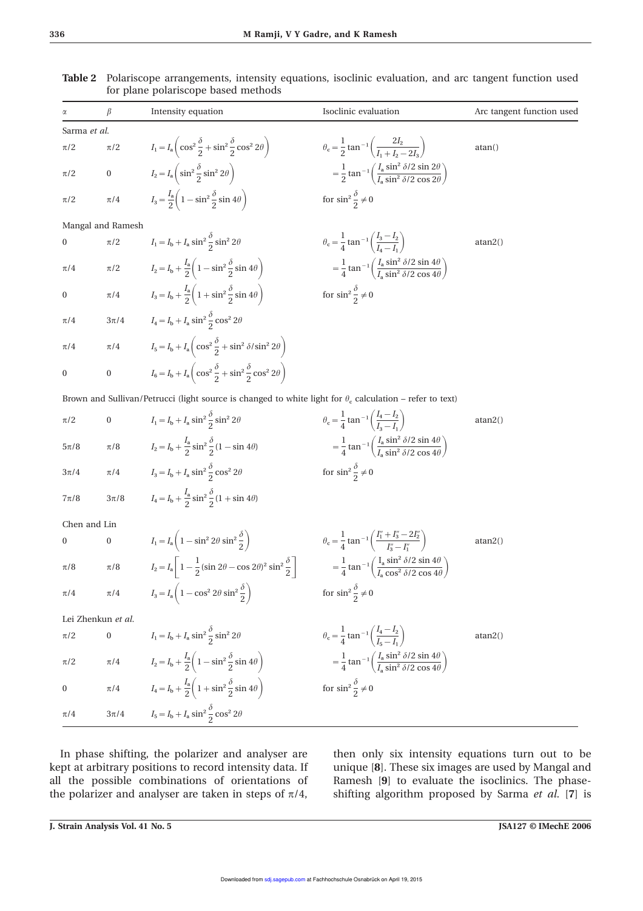**Table 2** Polariscope arrangements, intensity equations, isoclinic evaluation, and arc tangent function used for plane polariscope based methods

| $\alpha$ | $\beta$ | Intensity equation | Isoclinic evaluation | Arc tangent function used |
|---|---|---|---|---|
| Sarma *et al.* | | | | |
| $\pi/2$ | $\pi/2$ | $I_1 = I_a\left(\cos^2\frac{\delta}{2} + \sin^2\frac{\delta}{2}\cos^2 2\theta\right)$ | $\theta_c = \frac{1}{2}\tan^{-1}\left(\frac{2I_2}{I_1 + I_2 - 2I_3}\right)$ | atan() |
| $\pi/2$ | 0 | $I_2 = I_a\left(\sin^2\frac{\delta}{2}\sin^2 2\theta\right)$ | $= \frac{1}{2}\tan^{-1}\left(\frac{I_a \sin^2\delta/2\,\sin 2\theta}{I_a \sin^2\delta/2\,\cos 2\theta}\right)$ | |
| $\pi/2$ | $\pi/4$ | $I_3 = \frac{I_a}{2}\left(1 - \sin^2\frac{\delta}{2}\sin 4\theta\right)$ | for $\sin^2\frac{\delta}{2} \neq 0$ | |
| Mangal and Ramesh | | | | |
| 0 | $\pi/2$ | $I_1 = I_b + I_a\sin^2\frac{\delta}{2}\sin^2 2\theta$ | $\theta_c = \frac{1}{4}\tan^{-1}\left(\frac{I_3 - I_2}{I_4 - I_1}\right)$ | atan2() |
| $\pi/4$ | $\pi/2$ | $I_2 = I_b + \frac{I_a}{2}\left(1 - \sin^2\frac{\delta}{2}\sin 4\theta\right)$ | $= \frac{1}{4}\tan^{-1}\left(\frac{I_a \sin^2\delta/2\,\sin 4\theta}{I_a \sin^2\delta/2\,\cos 4\theta}\right)$ | |
| 0 | $\pi/4$ | $I_3 = I_b + \frac{I_a}{2}\left(1 + \sin^2\frac{\delta}{2}\sin 4\theta\right)$ | for $\sin^2\frac{\delta}{2} \neq 0$ | |
| $\pi/4$ | $3\pi/4$ | $I_4 = I_b + I_a\sin^2\frac{\delta}{2}\cos^2 2\theta$ | | |
| $\pi/4$ | $\pi/4$ | $I_5 = I_b + I_a\left(\cos^2\frac{\delta}{2} + \sin^2\delta/\sin^2 2\theta\right)$ | | |
| 0 | 0 | $I_6 = I_b + I_a\left(\cos^2\frac{\delta}{2} + \sin^2\frac{\delta}{2}\cos^2 2\theta\right)$ | | |
| Brown and Sullivan/Petrucci (light source is changed to white light for $\theta_c$ calculation – refer to text) | | | | |
| $\pi/2$ | 0 | $I_1 = I_b + I_a\sin^2\frac{\delta}{2}\sin^2 2\theta$ | $\theta_c = \frac{1}{4}\tan^{-1}\left(\frac{I_4 - I_2}{I_3 - I_1}\right)$ | atan2() |
| $5\pi/8$ | $\pi/8$ | $I_2 = I_b + \frac{I_a}{2}\sin^2\frac{\delta}{2}(1 - \sin 4\theta)$ | $= \frac{1}{4}\tan^{-1}\left(\frac{I_a \sin^2\delta/2\,\sin 4\theta}{I_a \sin^2\delta/2\,\cos 4\theta}\right)$ | |
| $3\pi/4$ | $\pi/4$ | $I_3 = I_b + I_a\sin^2\frac{\delta}{2}\cos^2 2\theta$ | for $\sin^2\frac{\delta}{2} \neq 0$ | |
| $7\pi/8$ | $3\pi/8$ | $I_4 = I_b + \frac{I_a}{2}\sin^2\frac{\delta}{2}(1 + \sin 4\theta)$ | | |
| Chen and Lin | | | | |
| 0 | 0 | $I_1 = I_a\left(1 - \sin^2 2\theta\sin^2\frac{\delta}{2}\right)$ | $\theta_c = \frac{1}{4}\tan^{-1}\left(\frac{I_1'' + I_3'' - 2I_2''}{I_3'' - I_1''}\right)$ | atan2() |
| $\pi/8$ | $\pi/8$ | $I_2 = I_a\left[1 - \frac{1}{2}(\sin 2\theta - \cos 2\theta)^2\sin^2\frac{\delta}{2}\right]$ | $= \frac{1}{4}\tan^{-1}\left(\frac{I_a \sin^2\delta/2\,\sin 4\theta}{I_a \cos^2\delta/2\,\cos 4\theta}\right)$ | |
| $\pi/4$ | $\pi/4$ | $I_3 = I_a\left(1 - \cos^2 2\theta\sin^2\frac{\delta}{2}\right)$ | for $\sin^2\frac{\delta}{2} \neq 0$ | |
| Lei Zhenkun *et al.* | | | | |
| $\pi/2$ | 0 | $I_1 = I_b + I_a\sin^2\frac{\delta}{2}\sin^2 2\theta$ | $\theta_c = \frac{1}{4}\tan^{-1}\left(\frac{I_4 - I_2}{I_5 - I_1}\right)$ | atan2() |
| $\pi/2$ | $\pi/4$ | $I_2 = I_b + \frac{I_a}{2}\left(1 - \sin^2\frac{\delta}{2}\sin 4\theta\right)$ | $= \frac{1}{4}\tan^{-1}\left(\frac{I_a \sin^2\delta/2\,\sin 4\theta}{I_a \sin^2\delta/2\,\cos 4\theta}\right)$ | |
| 0 | $\pi/4$ | $I_4 = I_b + \frac{I_a}{2}\left(1 + \sin^2\frac{\delta}{2}\sin 4\theta\right)$ | for $\sin^2\frac{\delta}{2} \neq 0$ | |
| $\pi/4$ | $3\pi/4$ | $I_5 = I_b + I_a\sin^2\frac{\delta}{2}\cos^2 2\theta$ | | |

In phase shifting, the polarizer and analyser are kept at arbitrary positions to record intensity data. If all the possible combinations of orientations of the polarizer and analyser are taken in steps of $\pi/4$, then only six intensity equations turn out to be unique [**8**]. These six images are used by Mangal and Ramesh [**9**] to evaluate the isoclinics. The phase-shifting algorithm proposed by Sarma *et al.* [**7**] is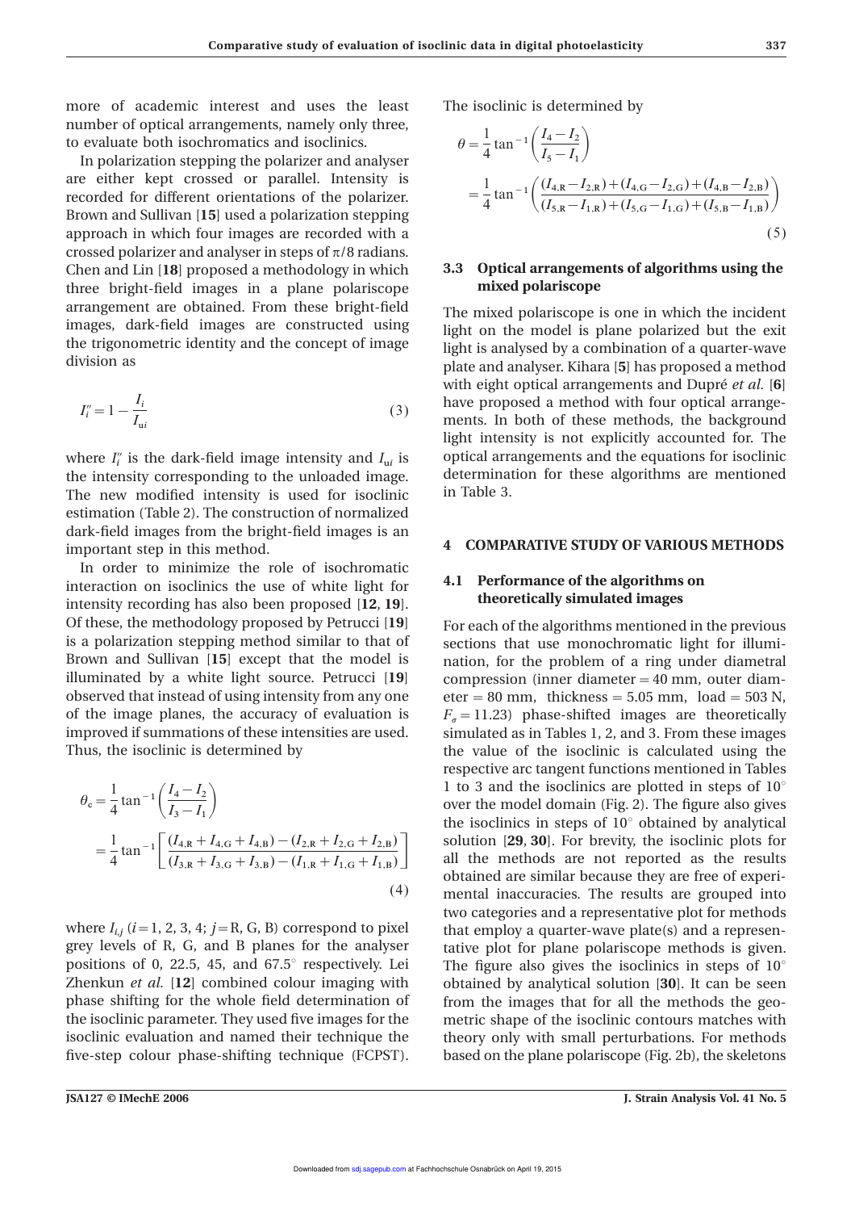more of academic interest and uses the least number of optical arrangements, namely only three, to evaluate both isochromatics and isoclinics.

In polarization stepping the polarizer and analyser are either kept crossed or parallel. Intensity is recorded for different orientations of the polarizer. Brown and Sullivan [**15**] used a polarization stepping approach in which four images are recorded with a crossed polarizer and analyser in steps of $\pi/8$ radians. Chen and Lin [**18**] proposed a methodology in which three bright-field images in a plane polariscope arrangement are obtained. From these bright-field images, dark-field images are constructed using the trigonometric identity and the concept of image division as

$$I_i'' = 1 - \frac{I_i}{I_{ui}} \tag{3}$$

where $I_i''$ is the dark-field image intensity and $I_{ui}$ is the intensity corresponding to the unloaded image. The new modified intensity is used for isoclinic estimation (Table 2). The construction of normalized dark-field images from the bright-field images is an important step in this method.

In order to minimize the role of isochromatic interaction on isoclinics the use of white light for intensity recording has also been proposed [**12**, **19**]. Of these, the methodology proposed by Petrucci [**19**] is a polarization stepping method similar to that of Brown and Sullivan [**15**] except that the model is illuminated by a white light source. Petrucci [**19**] observed that instead of using intensity from any one of the image planes, the accuracy of evaluation is improved if summations of these intensities are used. Thus, the isoclinic is determined by

$$\begin{aligned}\theta_c &= \frac{1}{4}\tan^{-1}\left(\frac{I_4 - I_2}{I_3 - I_1}\right) \\ &= \frac{1}{4}\tan^{-1}\left[\frac{(I_{4,R} + I_{4,G} + I_{4,B}) - (I_{2,R} + I_{2,G} + I_{2,B})}{(I_{3,R} + I_{3,G} + I_{3,B}) - (I_{1,R} + I_{1,G} + I_{1,B})}\right]\end{aligned} \tag{4}$$

where $I_{i,j}$ ($i = 1, 2, 3, 4$; $j = \mathrm{R, G, B}$) correspond to pixel grey levels of R, G, and B planes for the analyser positions of 0, 22.5, 45, and 67.5° respectively. Lei Zhenkun *et al.* [**12**] combined colour imaging with phase shifting for the whole field determination of the isoclinic parameter. They used five images for the isoclinic evaluation and named their technique the five-step colour phase-shifting technique (FCPST). The isoclinic is determined by

$$\begin{aligned}\theta &= \frac{1}{4}\tan^{-1}\left(\frac{I_4 - I_2}{I_5 - I_1}\right) \\ &= \frac{1}{4}\tan^{-1}\left(\frac{(I_{4,R} - I_{2,R}) + (I_{4,G} - I_{2,G}) + (I_{4,B} - I_{2,B})}{(I_{5,R} - I_{1,R}) + (I_{5,G} - I_{1,G}) + (I_{5,B} - I_{1,B})}\right)\end{aligned} \tag{5}$$

### 3.3 Optical arrangements of algorithms using the mixed polariscope

The mixed polariscope is one in which the incident light on the model is plane polarized but the exit light is analysed by a combination of a quarter-wave plate and analyser. Kihara [**5**] has proposed a method with eight optical arrangements and Dupré *et al.* [**6**] have proposed a method with four optical arrangements. In both of these methods, the background light intensity is not explicitly accounted for. The optical arrangements and the equations for isoclinic determination for these algorithms are mentioned in Table 3.

## 4 COMPARATIVE STUDY OF VARIOUS METHODS

### 4.1 Performance of the algorithms on theoretically simulated images

For each of the algorithms mentioned in the previous sections that use monochromatic light for illumination, for the problem of a ring under diametral compression (inner diameter = 40 mm, outer diameter = 80 mm, thickness = 5.05 mm, load = 503 N, $F_\sigma = 11.23$) phase-shifted images are theoretically simulated as in Tables 1, 2, and 3. From these images the value of the isoclinic is calculated using the respective arc tangent functions mentioned in Tables 1 to 3 and the isoclinics are plotted in steps of 10° over the model domain (Fig. 2). The figure also gives the isoclinics in steps of 10° obtained by analytical solution [**29**, **30**]. For brevity, the isoclinic plots for all the methods are not reported as the results obtained are similar because they are free of experimental inaccuracies. The results are grouped into two categories and a representative plot for methods that employ a quarter-wave plate(s) and a representative plot for plane polariscope methods is given. The figure also gives the isoclinics in steps of 10° obtained by analytical solution [**30**]. It can be seen from the images that for all the methods the geometric shape of the isoclinic contours matches with theory only with small perturbations. For methods based on the plane polariscope (Fig. 2b), the skeletons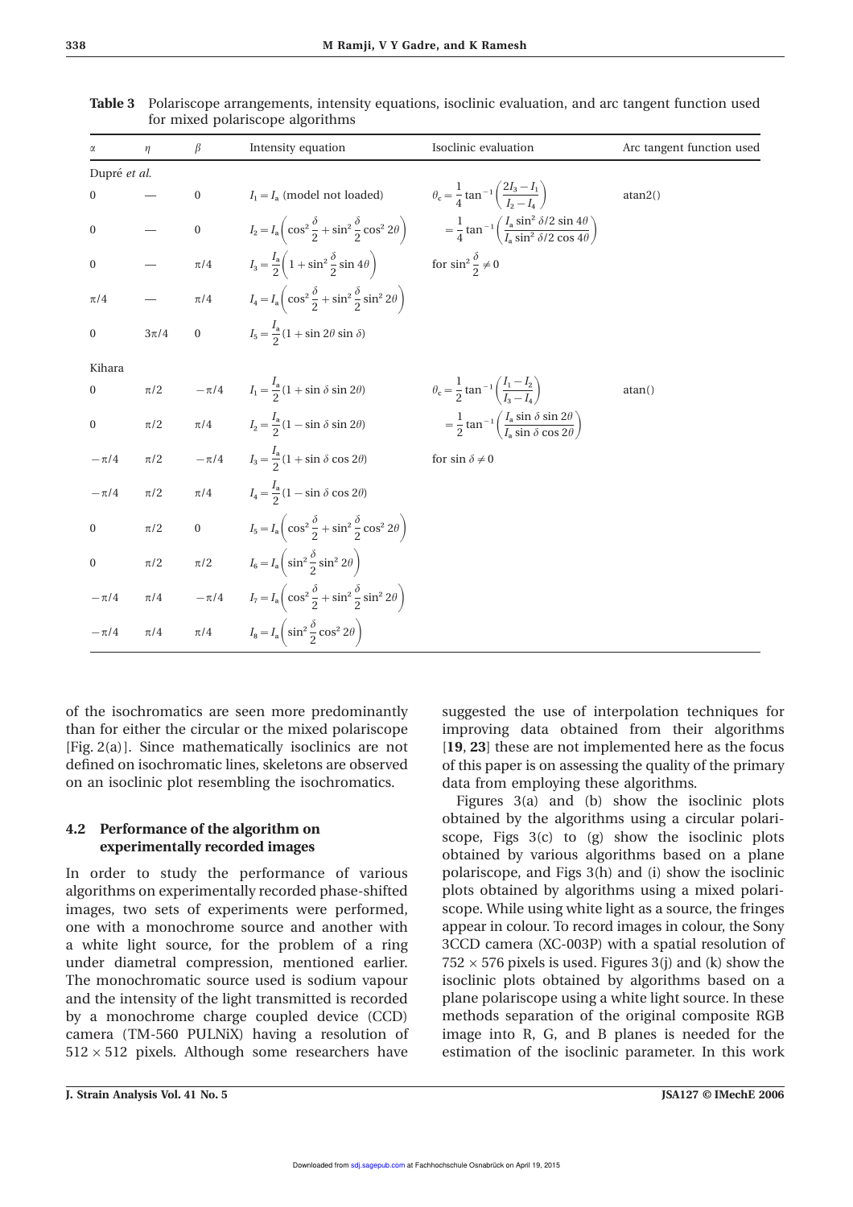**Table 3** Polariscope arrangements, intensity equations, isoclinic evaluation, and arc tangent function used for mixed polariscope algorithms

| $\alpha$ | $\eta$ | $\beta$ | Intensity equation | Isoclinic evaluation | Arc tangent function used |
|---|---|---|---|---|---|
| Dupré *et al.* | | | | | |
| 0 | — | 0 | $I_1 = I_a$ (model not loaded) | $\theta_c = \frac{1}{4}\tan^{-1}\left(\frac{2I_3 - I_1}{I_2 - I_4}\right)$ | atan2() |
| 0 | — | 0 | $I_2 = I_a\left(\cos^2\frac{\delta}{2} + \sin^2\frac{\delta}{2}\cos^2 2\theta\right)$ | $= \frac{1}{4}\tan^{-1}\left(\frac{I_a \sin^2\delta/2 \sin 4\theta}{I_a \sin^2\delta/2 \cos 4\theta}\right)$ | |
| 0 | — | $\pi/4$ | $I_3 = \frac{I_a}{2}\left(1 + \sin^2\frac{\delta}{2}\sin 4\theta\right)$ | for $\sin^2\frac{\delta}{2} \neq 0$ | |
| $\pi/4$ | — | $\pi/4$ | $I_4 = I_a\left(\cos^2\frac{\delta}{2} + \sin^2\frac{\delta}{2}\sin^2 2\theta\right)$ | | |
| 0 | $3\pi/4$ | 0 | $I_5 = \frac{I_a}{2}(1 + \sin 2\theta \sin\delta)$ | | |
| Kihara | | | | | |
| 0 | $\pi/2$ | $-\pi/4$ | $I_1 = \frac{I_a}{2}(1 + \sin\delta\sin 2\theta)$ | $\theta_c = \frac{1}{2}\tan^{-1}\left(\frac{I_1 - I_2}{I_3 - I_4}\right)$ | atan() |
| 0 | $\pi/2$ | $\pi/4$ | $I_2 = \frac{I_a}{2}(1 - \sin\delta\sin 2\theta)$ | $= \frac{1}{2}\tan^{-1}\left(\frac{I_a \sin\delta \sin 2\theta}{I_a \sin\delta \cos 2\theta}\right)$ | |
| $-\pi/4$ | $\pi/2$ | $-\pi/4$ | $I_3 = \frac{I_a}{2}(1 + \sin\delta\cos 2\theta)$ | for $\sin\delta \neq 0$ | |
| $-\pi/4$ | $\pi/2$ | $\pi/4$ | $I_4 = \frac{I_a}{2}(1 - \sin\delta\cos 2\theta)$ | | |
| 0 | $\pi/2$ | 0 | $I_5 = I_a\left(\cos^2\frac{\delta}{2} + \sin^2\frac{\delta}{2}\cos^2 2\theta\right)$ | | |
| 0 | $\pi/2$ | $\pi/2$ | $I_6 = I_a\left(\sin^2\frac{\delta}{2}\sin^2 2\theta\right)$ | | |
| $-\pi/4$ | $\pi/4$ | $-\pi/4$ | $I_7 = I_a\left(\cos^2\frac{\delta}{2} + \sin^2\frac{\delta}{2}\sin^2 2\theta\right)$ | | |
| $-\pi/4$ | $\pi/4$ | $\pi/4$ | $I_8 = I_a\left(\sin^2\frac{\delta}{2}\cos^2 2\theta\right)$ | | |

of the isochromatics are seen more predominantly than for either the circular or the mixed polariscope [Fig. 2(a)]. Since mathematically isoclinics are not defined on isochromatic lines, skeletons are observed on an isoclinic plot resembling the isochromatics.

### 4.2 Performance of the algorithm on experimentally recorded images

In order to study the performance of various algorithms on experimentally recorded phase-shifted images, two sets of experiments were performed, one with a monochrome source and another with a white light source, for the problem of a ring under diametral compression, mentioned earlier. The monochromatic source used is sodium vapour and the intensity of the light transmitted is recorded by a monochrome charge coupled device (CCD) camera (TM-560 PULNiX) having a resolution of $512 \times 512$ pixels. Although some researchers have suggested the use of interpolation techniques for improving data obtained from their algorithms [**19**, **23**] these are not implemented here as the focus of this paper is on assessing the quality of the primary data from employing these algorithms.

Figures 3(a) and (b) show the isoclinic plots obtained by the algorithms using a circular polariscope, Figs 3(c) to (g) show the isoclinic plots obtained by various algorithms based on a plane polariscope, and Figs 3(h) and (i) show the isoclinic plots obtained by algorithms using a mixed polariscope. While using white light as a source, the fringes appear in colour. To record images in colour, the Sony 3CCD camera (XC-003P) with a spatial resolution of $752 \times 576$ pixels is used. Figures 3(j) and (k) show the isoclinic plots obtained by algorithms based on a plane polariscope using a white light source. In these methods separation of the original composite RGB image into R, G, and B planes is needed for the estimation of the isoclinic parameter. In this work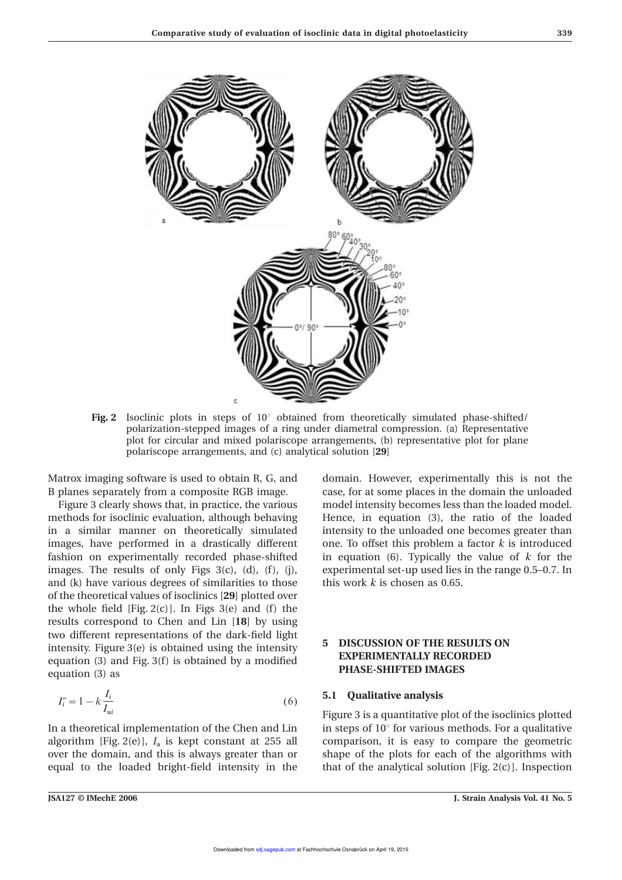Fig. 2 Isoclinic plots in steps of 10° obtained from theoretically simulated phase-shifted/polarization-stepped images of a ring under diametral compression. (a) Representative plot for circular and mixed polariscope arrangements, (b) representative plot for plane polariscope arrangements, and (c) analytical solution [**29**]

Matrox imaging software is used to obtain R, G, and B planes separately from a composite RGB image.

Figure 3 clearly shows that, in practice, the various methods for isoclinic evaluation, although behaving in a similar manner on theoretically simulated images, have performed in a drastically different fashion on experimentally recorded phase-shifted images. The results of only Figs 3(c), (d), (f), (j), and (k) have various degrees of similarities to those of the theoretical values of isoclinics [**29**] plotted over the whole field [Fig. 2(c)]. In Figs 3(e) and (f) the results correspond to Chen and Lin [**18**] by using two different representations of the dark-field light intensity. Figure 3(e) is obtained using the intensity equation (3) and Fig. 3(f) is obtained by a modified equation (3) as

$$I_i'' = 1 - k\frac{I_i}{I_{ui}} \tag{6}$$

In a theoretical implementation of the Chen and Lin algorithm [Fig. 2(e)], $I_a$ is kept constant at 255 all over the domain, and this is always greater than or equal to the loaded bright-field intensity in the domain. However, experimentally this is not the case, for at some places in the domain the unloaded model intensity becomes less than the loaded model. Hence, in equation (3), the ratio of the loaded intensity to the unloaded one becomes greater than one. To offset this problem a factor $k$ is introduced in equation (6). Typically the value of $k$ for the experimental set-up used lies in the range 0.5–0.7. In this work $k$ is chosen as 0.65.

## 5 DISCUSSION OF THE RESULTS ON EXPERIMENTALLY RECORDED PHASE-SHIFTED IMAGES

### 5.1 Qualitative analysis

Figure 3 is a quantitative plot of the isoclinics plotted in steps of 10° for various methods. For a qualitative comparison, it is easy to compare the geometric shape of the plots for each of the algorithms with that of the analytical solution [Fig. 2(c)]. Inspection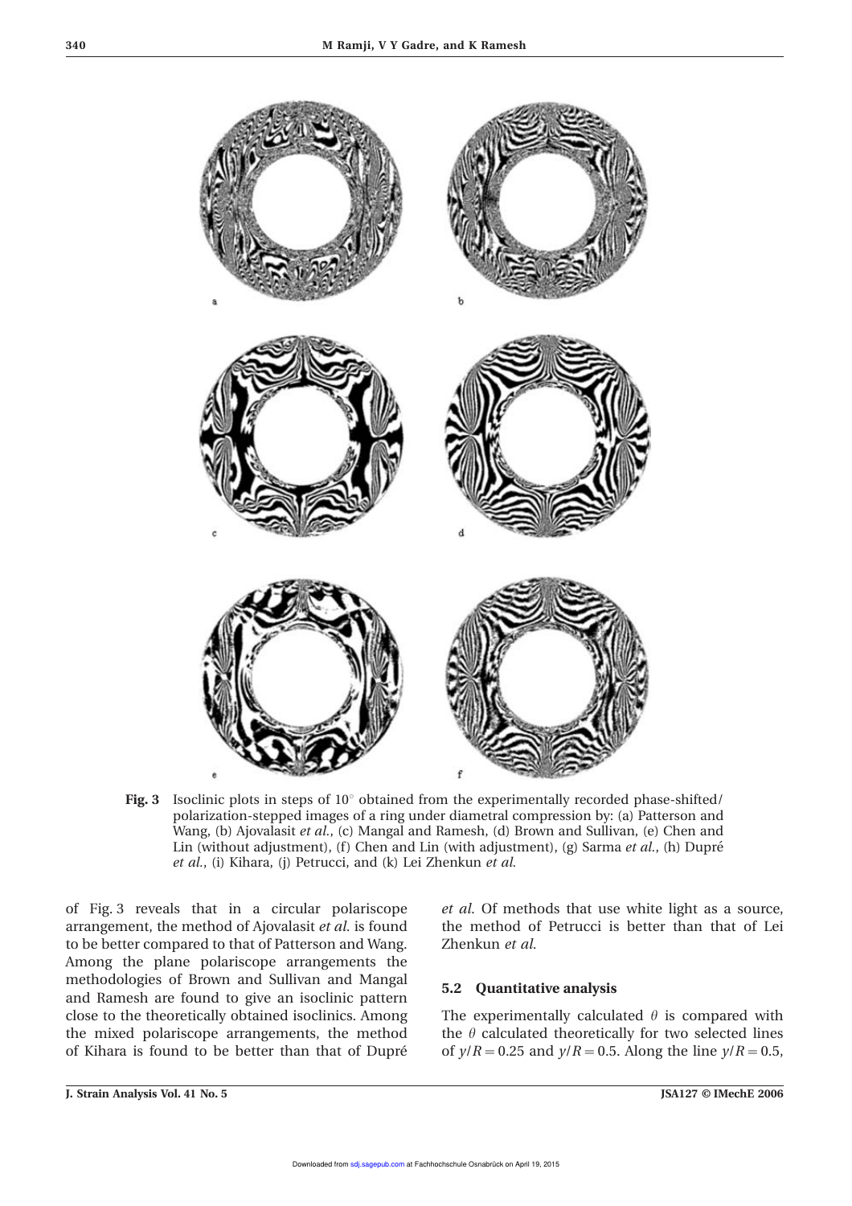**Fig. 3** Isoclinic plots in steps of 10° obtained from the experimentally recorded phase-shifted/polarization-stepped images of a ring under diametral compression by: (a) Patterson and Wang, (b) Ajovalasit *et al.*, (c) Mangal and Ramesh, (d) Brown and Sullivan, (e) Chen and Lin (without adjustment), (f) Chen and Lin (with adjustment), (g) Sarma *et al.*, (h) Dupré *et al.*, (i) Kihara, (j) Petrucci, and (k) Lei Zhenkun *et al.*

of Fig. 3 reveals that in a circular polariscope arrangement, the method of Ajovalasit *et al.* is found to be better compared to that of Patterson and Wang. Among the plane polariscope arrangements the methodologies of Brown and Sullivan and Mangal and Ramesh are found to give an isoclinic pattern close to the theoretically obtained isoclinics. Among the mixed polariscope arrangements, the method of Kihara is found to be better than that of Dupré *et al.* Of methods that use white light as a source, the method of Petrucci is better than that of Lei Zhenkun *et al.*

### 5.2 Quantitative analysis

The experimentally calculated $\theta$ is compared with the $\theta$ calculated theoretically for two selected lines of $y/R = 0.25$ and $y/R = 0.5$. Along the line $y/R = 0.5$,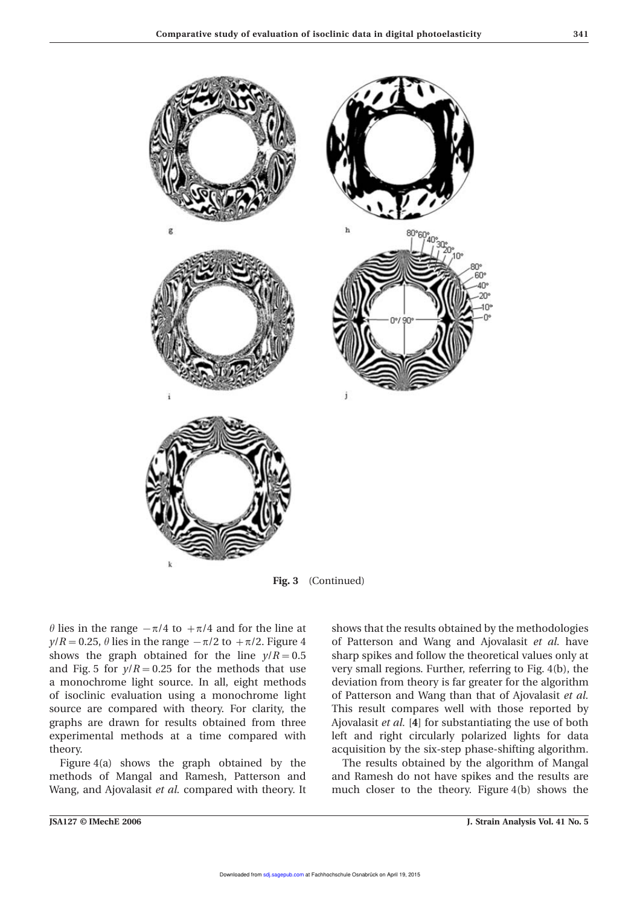**Fig. 3** (Continued)

$\theta$ lies in the range $-\pi/4$ to $+\pi/4$ and for the line at $y/R = 0.25$, $\theta$ lies in the range $-\pi/2$ to $+\pi/2$. Figure 4 shows the graph obtained for the line $y/R = 0.5$ and Fig. 5 for $y/R = 0.25$ for the methods that use a monochrome light source. In all, eight methods of isoclinic evaluation using a monochrome light source are compared with theory. For clarity, the graphs are drawn for results obtained from three experimental methods at a time compared with theory.

Figure 4(a) shows the graph obtained by the methods of Mangal and Ramesh, Patterson and Wang, and Ajovalasit *et al.* compared with theory. It shows that the results obtained by the methodologies of Patterson and Wang and Ajovalasit *et al.* have sharp spikes and follow the theoretical values only at very small regions. Further, referring to Fig. 4(b), the deviation from theory is far greater for the algorithm of Patterson and Wang than that of Ajovalasit *et al.* This result compares well with those reported by Ajovalasit *et al.* [**4**] for substantiating the use of both left and right circularly polarized lights for data acquisition by the six-step phase-shifting algorithm.

The results obtained by the algorithm of Mangal and Ramesh do not have spikes and the results are much closer to the theory. Figure 4(b) shows the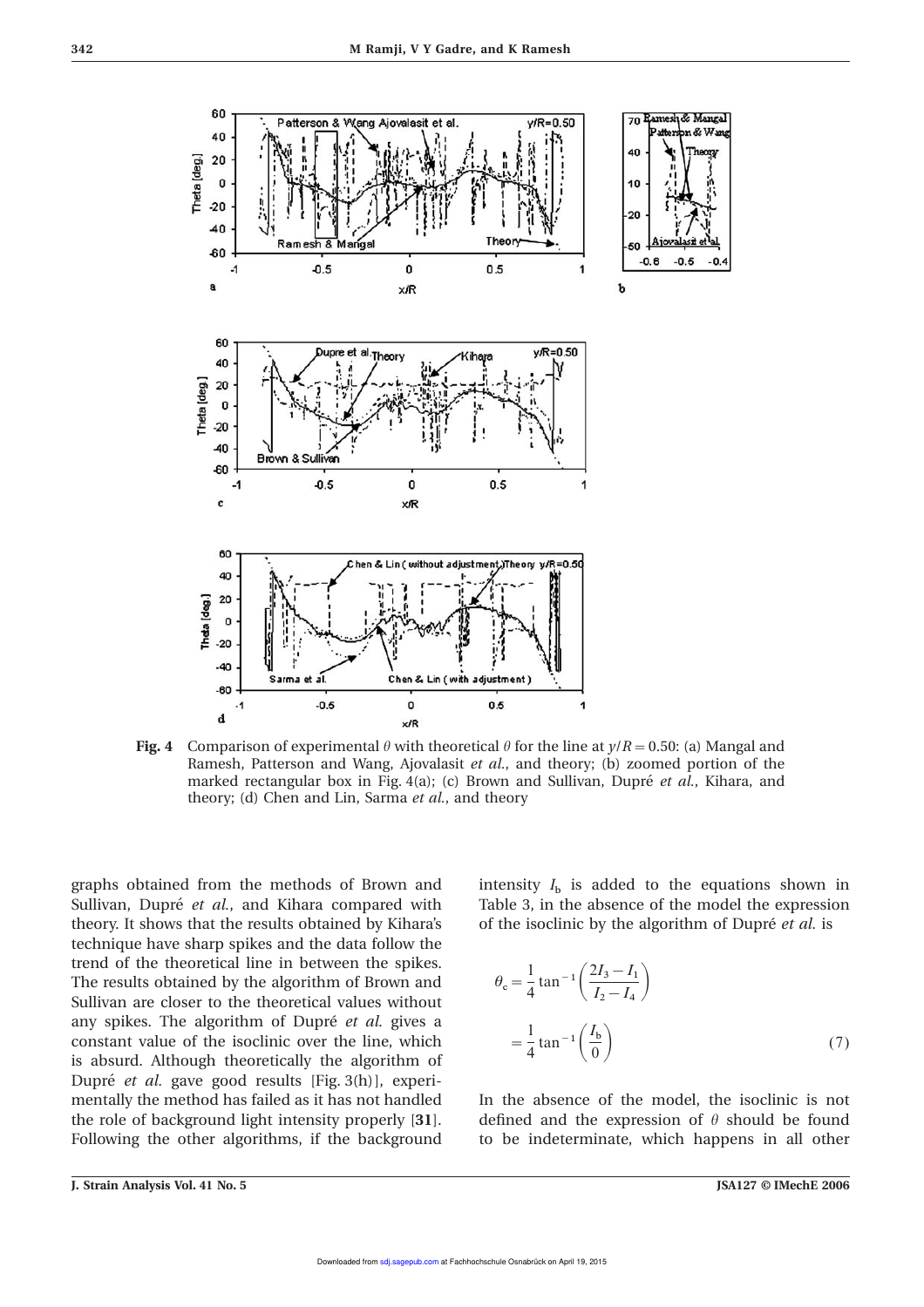Fig. 4 Comparison of experimental $\theta$ with theoretical $\theta$ for the line at $y/R = 0.50$: (a) Mangal and Ramesh, Patterson and Wang, Ajovalasit *et al.*, and theory; (b) zoomed portion of the marked rectangular box in Fig. 4(a); (c) Brown and Sullivan, Dupré *et al.*, Kihara, and theory; (d) Chen and Lin, Sarma *et al.*, and theory

graphs obtained from the methods of Brown and Sullivan, Dupré *et al.*, and Kihara compared with theory. It shows that the results obtained by Kihara's technique have sharp spikes and the data follow the trend of the theoretical line in between the spikes. The results obtained by the algorithm of Brown and Sullivan are closer to the theoretical values without any spikes. The algorithm of Dupré *et al.* gives a constant value of the isoclinic over the line, which is absurd. Although theoretically the algorithm of Dupré *et al.* gave good results [Fig. 3(h)], experimentally the method has failed as it has not handled the role of background light intensity properly [**31**]. Following the other algorithms, if the background intensity $I_b$ is added to the equations shown in Table 3, in the absence of the model the expression of the isoclinic by the algorithm of Dupré *et al.* is

$$\theta_c = \frac{1}{4}\tan^{-1}\left(\frac{2I_3 - I_1}{I_2 - I_4}\right)$$
$$= \frac{1}{4}\tan^{-1}\left(\frac{I_b}{0}\right) \tag{7}$$

In the absence of the model, the isoclinic is not defined and the expression of $\theta$ should be found to be indeterminate, which happens in all other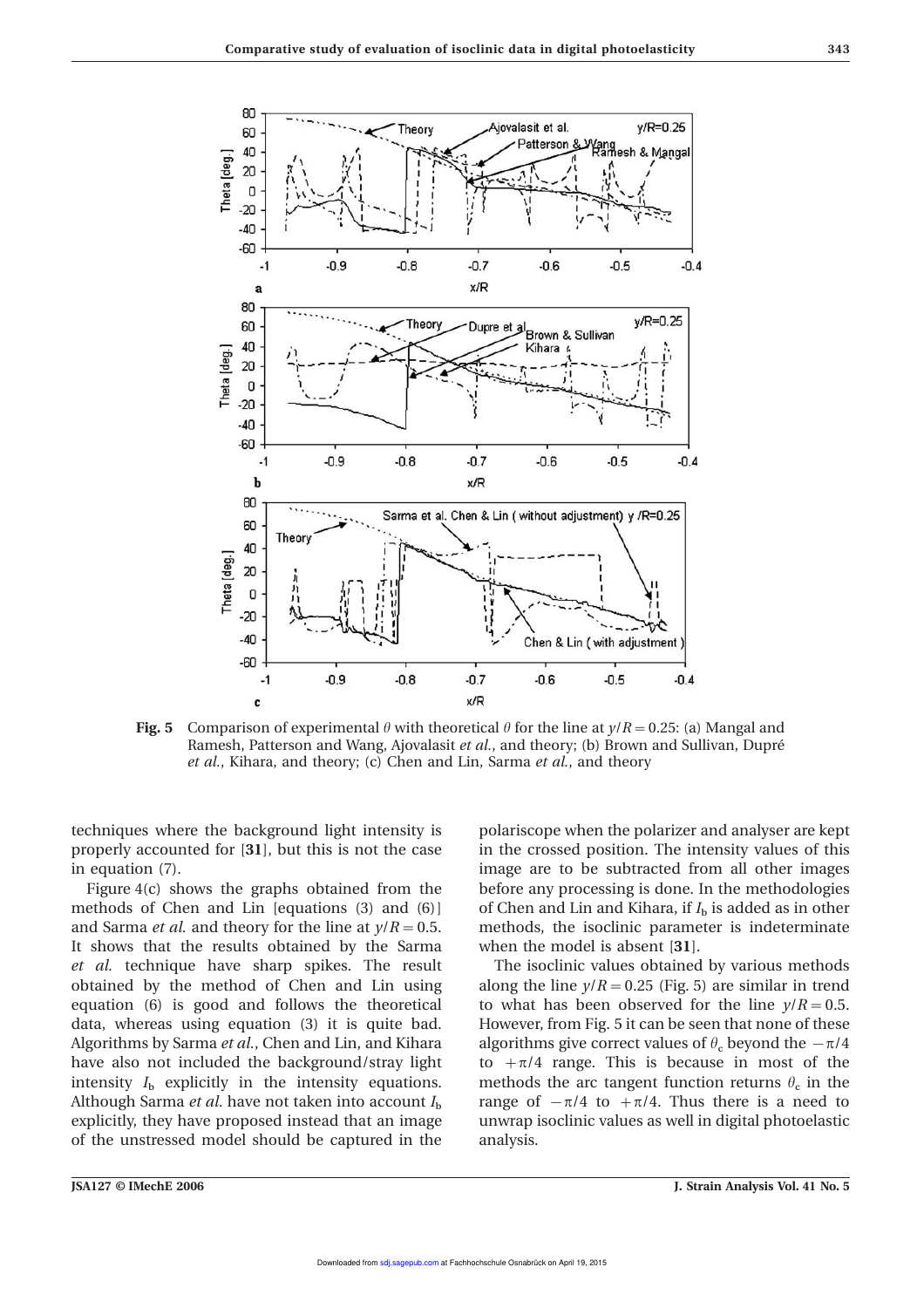**Fig. 5** Comparison of experimental $\theta$ with theoretical $\theta$ for the line at $y/R = 0.25$: (a) Mangal and Ramesh, Patterson and Wang, Ajovalasit *et al.*, and theory; (b) Brown and Sullivan, Dupré *et al.*, Kihara, and theory; (c) Chen and Lin, Sarma *et al.*, and theory

techniques where the background light intensity is properly accounted for [**31**], but this is not the case in equation (7).

Figure 4(c) shows the graphs obtained from the methods of Chen and Lin [equations (3) and (6)] and Sarma *et al.* and theory for the line at $y/R = 0.5$. It shows that the results obtained by the Sarma *et al.* technique have sharp spikes. The result obtained by the method of Chen and Lin using equation (6) is good and follows the theoretical data, whereas using equation (3) it is quite bad. Algorithms by Sarma *et al.*, Chen and Lin, and Kihara have also not included the background/stray light intensity $I_b$ explicitly in the intensity equations. Although Sarma *et al.* have not taken into account $I_b$ explicitly, they have proposed instead that an image of the unstressed model should be captured in the polariscope when the polarizer and analyser are kept in the crossed position. The intensity values of this image are to be subtracted from all other images before any processing is done. In the methodologies of Chen and Lin and Kihara, if $I_b$ is added as in other methods, the isoclinic parameter is indeterminate when the model is absent [**31**].

The isoclinic values obtained by various methods along the line $y/R = 0.25$ (Fig. 5) are similar in trend to what has been observed for the line $y/R = 0.5$. However, from Fig. 5 it can be seen that none of these algorithms give correct values of $\theta_c$ beyond the $-\pi/4$ to $+\pi/4$ range. This is because in most of the methods the arc tangent function returns $\theta_c$ in the range of $-\pi/4$ to $+\pi/4$. Thus there is a need to unwrap isoclinic values as well in digital photoelastic analysis.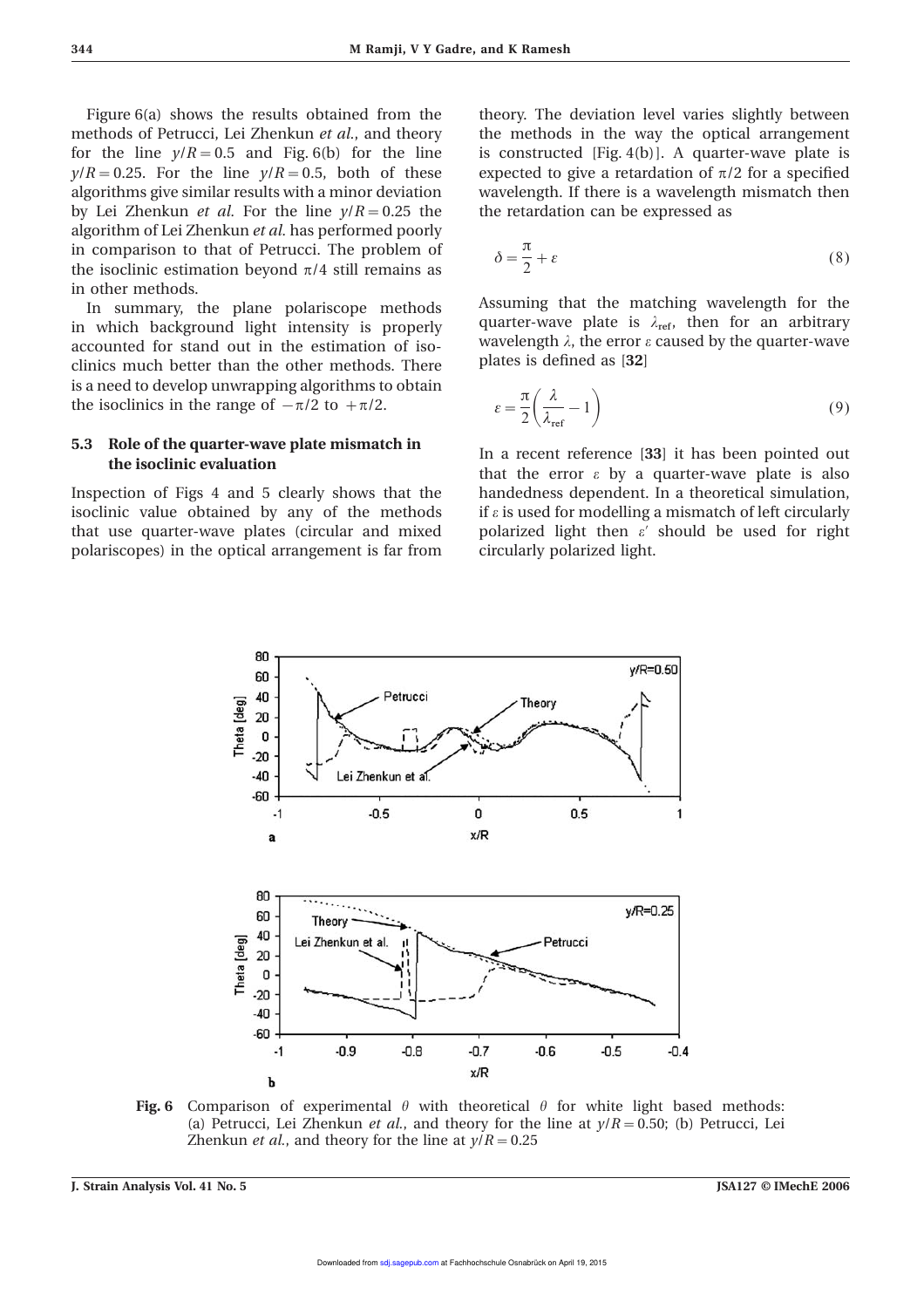Figure 6(a) shows the results obtained from the methods of Petrucci, Lei Zhenkun *et al.*, and theory for the line $y/R = 0.5$ and Fig. 6(b) for the line $y/R = 0.25$. For the line $y/R = 0.5$, both of these algorithms give similar results with a minor deviation by Lei Zhenkun *et al.* For the line $y/R = 0.25$ the algorithm of Lei Zhenkun *et al.* has performed poorly in comparison to that of Petrucci. The problem of the isoclinic estimation beyond $\pi/4$ still remains as in other methods.

In summary, the plane polariscope methods in which background light intensity is properly accounted for stand out in the estimation of isoclinics much better than the other methods. There is a need to develop unwrapping algorithms to obtain the isoclinics in the range of $-\pi/2$ to $+\pi/2$.

### 5.3 Role of the quarter-wave plate mismatch in the isoclinic evaluation

Inspection of Figs 4 and 5 clearly shows that the isoclinic value obtained by any of the methods that use quarter-wave plates (circular and mixed polariscopes) in the optical arrangement is far from theory. The deviation level varies slightly between the methods in the way the optical arrangement is constructed [Fig. 4(b)]. A quarter-wave plate is expected to give a retardation of $\pi/2$ for a specified wavelength. If there is a wavelength mismatch then the retardation can be expressed as

$$\delta = \frac{\pi}{2} + \varepsilon \tag{8}$$

Assuming that the matching wavelength for the quarter-wave plate is $\lambda_{\text{ref}}$, then for an arbitrary wavelength $\lambda$, the error $\varepsilon$ caused by the quarter-wave plates is defined as [**32**]

$$\varepsilon = \frac{\pi}{2}\left(\frac{\lambda}{\lambda_{\text{ref}}} - 1\right) \tag{9}$$

In a recent reference [**33**] it has been pointed out that the error $\varepsilon$ by a quarter-wave plate is also handedness dependent. In a theoretical simulation, if $\varepsilon$ is used for modelling a mismatch of left circularly polarized light then $\varepsilon'$ should be used for right circularly polarized light.

**Fig. 6** Comparison of experimental $\theta$ with theoretical $\theta$ for white light based methods: (a) Petrucci, Lei Zhenkun *et al.*, and theory for the line at $y/R = 0.50$; (b) Petrucci, Lei Zhenkun *et al.*, and theory for the line at $y/R = 0.25$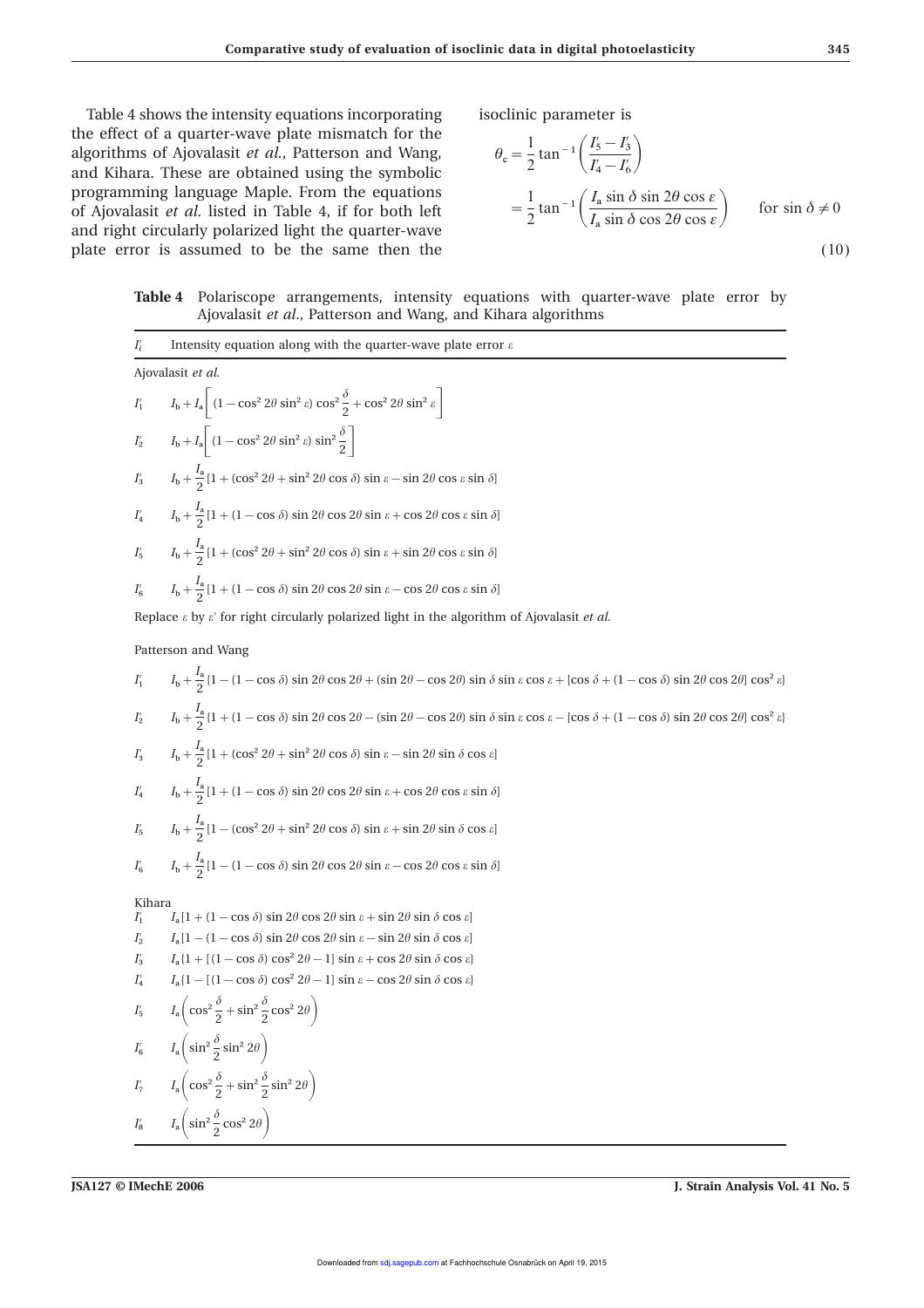Table 4 shows the intensity equations incorporating the effect of a quarter-wave plate mismatch for the algorithms of Ajovalasit *et al.*, Patterson and Wang, and Kihara. These are obtained using the symbolic programming language Maple. From the equations of Ajovalasit *et al.* listed in Table 4, if for both left and right circularly polarized light the quarter-wave plate error is assumed to be the same then the isoclinic parameter is

$$\theta_c = \frac{1}{2}\tan^{-1}\left(\frac{I'_5 - I'_3}{I'_4 - I'_6}\right) = \frac{1}{2}\tan^{-1}\left(\frac{I_a \sin\delta \sin 2\theta \cos\varepsilon}{I_a \sin\delta \cos 2\theta \cos\varepsilon}\right) \qquad \text{for } \sin\delta \neq 0 \tag{10}$$

**Table 4** Polariscope arrangements, intensity equations with quarter-wave plate error by Ajovalasit *et al.*, Patterson and Wang, and Kihara algorithms

| $I'_i$ | Intensity equation along with the quarter-wave plate error $\varepsilon$ |
|---|---|
| Ajovalasit *et al.* | |
| $I'_1$ | $I_b + I_a\left[(1-\cos^2 2\theta \sin^2\varepsilon)\cos^2\frac{\delta}{2} + \cos^2 2\theta \sin^2\varepsilon\right]$ |
| $I'_2$ | $I_b + I_a\left[(1-\cos^2 2\theta \sin^2\varepsilon)\sin^2\frac{\delta}{2}\right]$ |
| $I'_3$ | $I_b + \frac{I_a}{2}[1 + (\cos^2 2\theta + \sin^2 2\theta \cos\delta)\sin\varepsilon - \sin 2\theta \cos\varepsilon \sin\delta]$ |
| $I'_4$ | $I_b + \frac{I_a}{2}[1 + (1-\cos\delta)\sin 2\theta \cos 2\theta \sin\varepsilon + \cos 2\theta \cos\varepsilon \sin\delta]$ |
| $I'_5$ | $I_b + \frac{I_a}{2}[1 + (\cos^2 2\theta + \sin^2 2\theta \cos\delta)\sin\varepsilon + \sin 2\theta \cos\varepsilon \sin\delta]$ |
| $I'_6$ | $I_b + \frac{I_a}{2}[1 + (1-\cos\delta)\sin 2\theta \cos 2\theta \sin\varepsilon - \cos 2\theta \cos\varepsilon \sin\delta]$ |
| | Replace $\varepsilon$ by $\varepsilon'$ for right circularly polarized light in the algorithm of Ajovalasit *et al.* |
| Patterson and Wang | |
| $I'_1$ | $I_b + \frac{I_a}{2}\{1 - (1-\cos\delta)\sin 2\theta \cos 2\theta + (\sin 2\theta - \cos 2\theta)\sin\delta \sin\varepsilon \cos\varepsilon + [\cos\delta + (1-\cos\delta)\sin 2\theta \cos 2\theta]\cos^2\varepsilon\}$ |
| $I'_2$ | $I_b + \frac{I_a}{2}\{1 + (1-\cos\delta)\sin 2\theta \cos 2\theta - (\sin 2\theta - \cos 2\theta)\sin\delta \sin\varepsilon \cos\varepsilon - [\cos\delta + (1-\cos\delta)\sin 2\theta \cos 2\theta]\cos^2\varepsilon\}$ |
| $I'_3$ | $I_b + \frac{I_a}{2}[1 + (\cos^2 2\theta + \sin^2 2\theta \cos\delta)\sin\varepsilon - \sin 2\theta \sin\delta \cos\varepsilon]$ |
| $I'_4$ | $I_b + \frac{I_a}{2}[1 + (1-\cos\delta)\sin 2\theta \cos 2\theta \sin\varepsilon + \cos 2\theta \cos\varepsilon \sin\delta]$ |
| $I'_5$ | $I_b + \frac{I_a}{2}[1 - (\cos^2 2\theta + \sin^2 2\theta \cos\delta)\sin\varepsilon + \sin 2\theta \sin\delta \cos\varepsilon]$ |
| $I'_6$ | $I_b + \frac{I_a}{2}[1 - (1-\cos\delta)\sin 2\theta \cos 2\theta \sin\varepsilon - \cos 2\theta \cos\varepsilon \sin\delta]$ |
| Kihara | |
| $I'_1$ | $I_a[1 + (1-\cos\delta)\sin 2\theta \cos 2\theta \sin\varepsilon + \sin 2\theta \sin\delta \cos\varepsilon]$ |
| $I'_2$ | $I_a[1 - (1-\cos\delta)\sin 2\theta \cos 2\theta \sin\varepsilon - \sin 2\theta \sin\delta \cos\varepsilon]$ |
| $I'_3$ | $I_a\{1 + [(1-\cos\delta)\cos^2 2\theta - 1]\sin\varepsilon + \cos 2\theta \sin\delta \cos\varepsilon\}$ |
| $I'_4$ | $I_a\{1 - [(1-\cos\delta)\cos^2 2\theta - 1]\sin\varepsilon - \cos 2\theta \sin\delta \cos\varepsilon\}$ |
| $I'_5$ | $I_a\left(\cos^2\frac{\delta}{2} + \sin^2\frac{\delta}{2}\cos^2 2\theta\right)$ |
| $I'_6$ | $I_a\left(\sin^2\frac{\delta}{2}\sin^2 2\theta\right)$ |
| $I'_7$ | $I_a\left(\cos^2\frac{\delta}{2} + \sin^2\frac{\delta}{2}\sin^2 2\theta\right)$ |
| $I'_8$ | $I_a\left(\sin^2\frac{\delta}{2}\cos^2 2\theta\right)$ |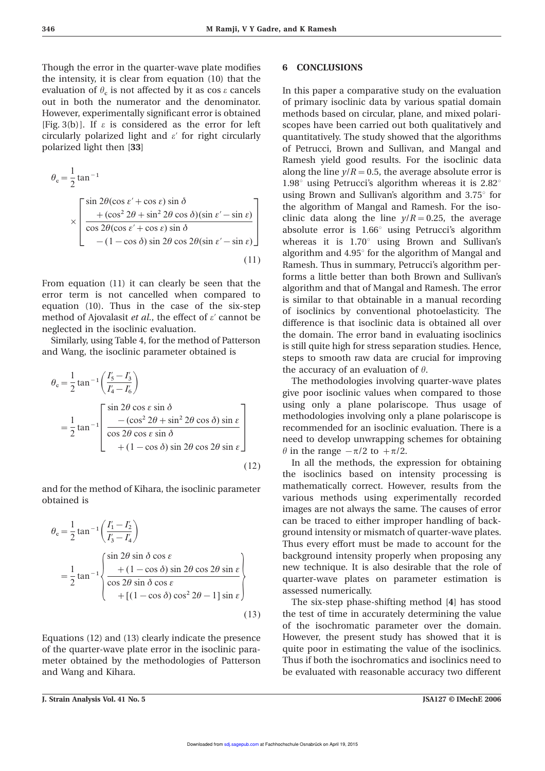Though the error in the quarter-wave plate modifies the intensity, it is clear from equation (10) that the evaluation of $\theta_c$ is not affected by it as $\cos\varepsilon$ cancels out in both the numerator and the denominator. However, experimentally significant error is obtained [Fig. 3(b)]. If $\varepsilon$ is considered as the error for left circularly polarized light and $\varepsilon'$ for right circularly polarized light then [**33**]

$$\theta_c = \frac{1}{2}\tan^{-1}\left[\frac{\sin 2\theta(\cos\varepsilon' + \cos\varepsilon)\sin\delta + (\cos^2 2\theta + \sin^2 2\theta\cos\delta)(\sin\varepsilon' - \sin\varepsilon)}{\cos 2\theta(\cos\varepsilon' + \cos\varepsilon)\sin\delta - (1-\cos\delta)\sin 2\theta\cos 2\theta(\sin\varepsilon' - \sin\varepsilon)}\right] \tag{11}$$

From equation (11) it can clearly be seen that the error term is not cancelled when compared to equation (10). Thus in the case of the six-step method of Ajovalasit *et al.*, the effect of $\varepsilon'$ cannot be neglected in the isoclinic evaluation.

Similarly, using Table 4, for the method of Patterson and Wang, the isoclinic parameter obtained is

$$\theta_c = \frac{1}{2}\tan^{-1}\left(\frac{I_5' - I_3'}{I_4' - I_6'}\right) = \frac{1}{2}\tan^{-1}\left[\frac{\sin 2\theta\cos\varepsilon\sin\delta - (\cos^2 2\theta + \sin^2 2\theta\cos\delta)\sin\varepsilon}{\cos 2\theta\cos\varepsilon\sin\delta + (1-\cos\delta)\sin 2\theta\cos 2\theta\sin\varepsilon}\right] \tag{12}$$

and for the method of Kihara, the isoclinic parameter obtained is

$$\theta_c = \frac{1}{2}\tan^{-1}\left(\frac{I_1' - I_2'}{I_3' - I_4'}\right) = \frac{1}{2}\tan^{-1}\left\{\frac{\sin 2\theta\sin\delta\cos\varepsilon + (1-\cos\delta)\sin 2\theta\cos 2\theta\sin\varepsilon}{\cos 2\theta\sin\delta\cos\varepsilon + [(1-\cos\delta)\cos^2 2\theta - 1]\sin\varepsilon}\right\} \tag{13}$$

Equations (12) and (13) clearly indicate the presence of the quarter-wave plate error in the isoclinic parameter obtained by the methodologies of Patterson and Wang and Kihara.

## 6 CONCLUSIONS

In this paper a comparative study on the evaluation of primary isoclinic data by various spatial domain methods based on circular, plane, and mixed polariscopes have been carried out both qualitatively and quantitatively. The study showed that the algorithms of Petrucci, Brown and Sullivan, and Mangal and Ramesh yield good results. For the isoclinic data along the line $y/R = 0.5$, the average absolute error is $1.98^\circ$ using Petrucci's algorithm whereas it is $2.82^\circ$ using Brown and Sullivan's algorithm and $3.75^\circ$ for the algorithm of Mangal and Ramesh. For the isoclinic data along the line $y/R = 0.25$, the average absolute error is $1.66^\circ$ using Petrucci's algorithm whereas it is $1.70^\circ$ using Brown and Sullivan's algorithm and $4.95^\circ$ for the algorithm of Mangal and Ramesh. Thus in summary, Petrucci's algorithm performs a little better than both Brown and Sullivan's algorithm and that of Mangal and Ramesh. The error is similar to that obtainable in a manual recording of isoclinics by conventional photoelasticity. The difference is that isoclinic data is obtained all over the domain. The error band in evaluating isoclinics is still quite high for stress separation studies. Hence, steps to smooth raw data are crucial for improving the accuracy of an evaluation of $\theta$.

The methodologies involving quarter-wave plates give poor isoclinic values when compared to those using only a plane polariscope. Thus usage of methodologies involving only a plane polariscope is recommended for an isoclinic evaluation. There is a need to develop unwrapping schemes for obtaining $\theta$ in the range $-\pi/2$ to $+\pi/2$.

In all the methods, the expression for obtaining the isoclinics based on intensity processing is mathematically correct. However, results from the various methods using experimentally recorded images are not always the same. The causes of error can be traced to either improper handling of background intensity or mismatch of quarter-wave plates. Thus every effort must be made to account for the background intensity properly when proposing any new technique. It is also desirable that the role of quarter-wave plates on parameter estimation is assessed numerically.

The six-step phase-shifting method [**4**] has stood the test of time in accurately determining the value of the isochromatic parameter over the domain. However, the present study has showed that it is quite poor in estimating the value of the isoclinics. Thus if both the isochromatics and isoclinics need to be evaluated with reasonable accuracy two different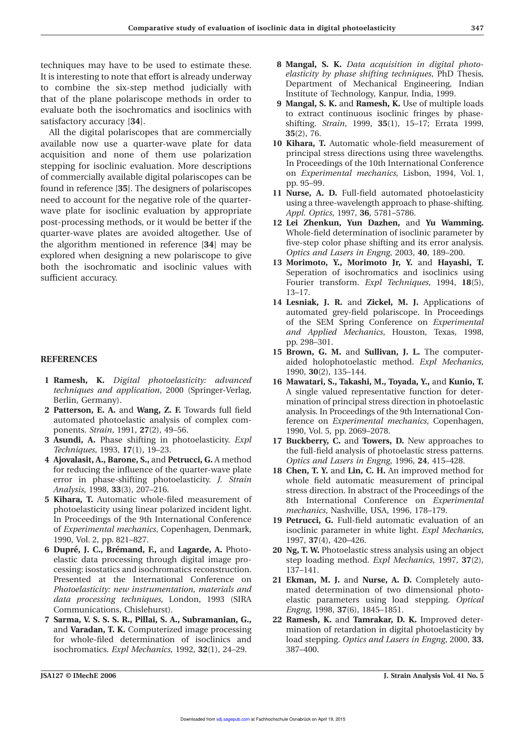techniques may have to be used to estimate these. It is interesting to note that effort is already underway to combine the six-step method judicially with that of the plane polariscope methods in order to evaluate both the isochromatics and isoclinics with satisfactory accuracy [**34**].

All the digital polariscopes that are commercially available now use a quarter-wave plate for data acquisition and none of them use polarization stepping for isoclinic evaluation. More descriptions of commercially available digital polariscopes can be found in reference [**35**]. The designers of polariscopes need to account for the negative role of the quarter-wave plate for isoclinic evaluation by appropriate post-processing methods, or it would be better if the quarter-wave plates are avoided altogether. Use of the algorithm mentioned in reference [**34**] may be explored when designing a new polariscope to give both the isochromatic and isoclinic values with sufficient accuracy.

## REFERENCES

1. **Ramesh, K.** *Digital photoelasticity: advanced techniques and application*, 2000 (Springer-Verlag, Berlin, Germany).
2. **Patterson, E. A.** and **Wang, Z. F.** Towards full field automated photoelastic analysis of complex components. *Strain*, 1991, **27**(2), 49–56.
3. **Asundi, A.** Phase shifting in photoelasticity. *Expl Techniques*, 1993, **17**(1), 19–23.
4. **Ajovalasit, A., Barone, S.,** and **Petrucci, G.** A method for reducing the influence of the quarter-wave plate error in phase-shifting photoelasticity. *J. Strain Analysis*, 1998, **33**(3), 207–216.
5. **Kihara, T.** Automatic whole-filed measurement of photoelasticity using linear polarized incident light. In Proceedings of the 9th International Conference of *Experimental mechanics*, Copenhagen, Denmark, 1990, Vol. 2, pp. 821–827.
6. **Dupré, J. C., Brémand, F.,** and **Lagarde, A.** Photoelastic data processing through digital image processing: isostatics and isochromatics reconstruction. Presented at the International Conference on *Photoelasticity: new instrumentation, materials and data processing techniques*, London, 1993 (SIRA Communications, Chislehurst).
7. **Sarma, V. S. S. S. R., Pillai, S. A., Subramanian, G.,** and **Varadan, T. K.** Computerized image processing for whole-filed determination of isoclinics and isochromatics. *Expl Mechanics*, 1992, **32**(1), 24–29.
8. **Mangal, S. K.** *Data acquisition in digital photoelasticity by phase shifting techniques*, PhD Thesis, Department of Mechanical Engineering, Indian Institute of Technology, Kanpur, India, 1999.
9. **Mangal, S. K.** and **Ramesh, K.** Use of multiple loads to extract continuous isoclinic fringes by phase-shifting. *Strain*, 1999, **35**(1), 15–17; Errata 1999, **35**(2), 76.
10. **Kihara, T.** Automatic whole-field measurement of principal stress directions using three wavelengths. In Proceedings of the 10th International Conference on *Experimental mechanics*, Lisbon, 1994, Vol. 1, pp. 95–99.
11. **Nurse, A. D.** Full-field automated photoelasticity using a three-wavelength approach to phase-shifting. *Appl. Optics*, 1997, **36**, 5781–5786.
12. **Lei Zhenkun, Yun Dazhen,** and **Yu Wamming.** Whole-field determination of isoclinic parameter by five-step color phase shifting and its error analysis. *Optics and Lasers in Engng*, 2003, **40**, 189–200.
13. **Morimoto, Y., Morimoto Jr, Y.** and **Hayashi, T.** Seperation of isochromatics and isoclinics using Fourier transform. *Expl Techniques*, 1994, **18**(5), 13–17.
14. **Lesniak, J. R.** and **Zickel, M. J.** Applications of automated grey-field polariscope. In Proceedings of the SEM Spring Conference on *Experimental and Applied Mechanics*, Houston, Texas, 1998, pp. 298–301.
15. **Brown, G. M.** and **Sullivan, J. L.** The computer-aided holophotoelastic method. *Expl Mechanics*, 1990, **30**(2), 135–144.
16. **Mawatari, S., Takashi, M., Toyada, Y.,** and **Kunio, T.** A single valued representative function for determination of principal stress direction in photoelastic analysis. In Proceedings of the 9th International Conference on *Experimental mechanics*, Copenhagen, 1990, Vol. 5, pp. 2069–2078.
17. **Buckberry, C.** and **Towers, D.** New approaches to the full-field analysis of photoelastic stress patterns. *Optics and Lasers in Engng*, 1996, **24**, 415–428.
18. **Chen, T. Y.** and **Lin, C. H.** An improved method for whole field automatic measurement of principal stress direction. In abstract of the Proceedings of the 8th International Conference on *Experimental mechanics*, Nashville, USA, 1996, 178–179.
19. **Petrucci, G.** Full-field automatic evaluation of an isoclinic parameter in white light. *Expl Mechanics*, 1997, **37**(4), 420–426.
20. **Ng, T. W.** Photoelastic stress analysis using an object step loading method. *Expl Mechanics*, 1997, **37**(2), 137–141.
21. **Ekman, M. J.** and **Nurse, A. D.** Completely automated determination of two dimensional photoelastic parameters using load stepping. *Optical Engng*, 1998, **37**(6), 1845–1851.
22. **Ramesh, K.** and **Tamrakar, D. K.** Improved determination of retardation in digital photoelasticity by load stepping. *Optics and Lasers in Engng*, 2000, **33**, 387–400.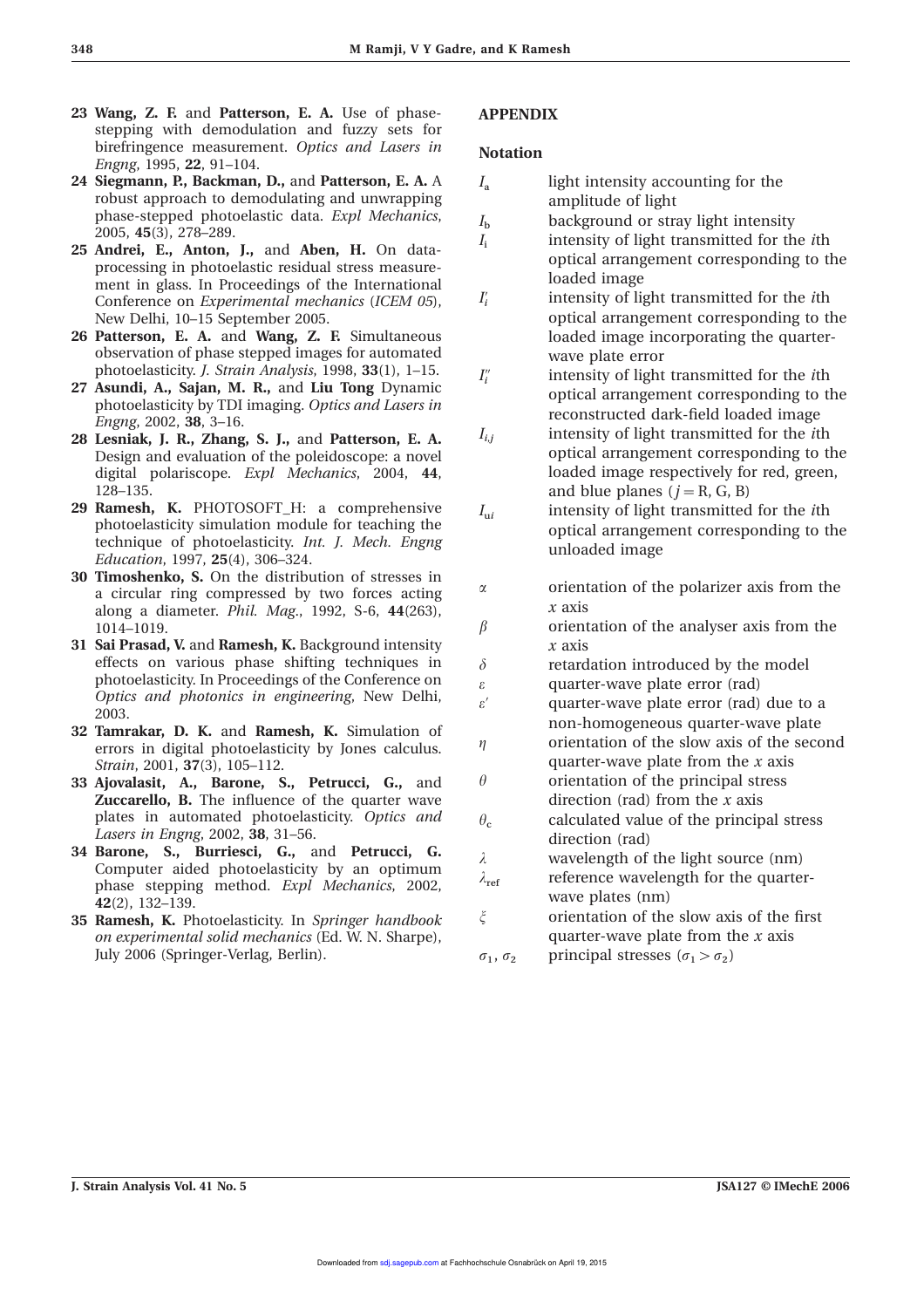23 **Wang, Z. F.** and **Patterson, E. A.** Use of phase-stepping with demodulation and fuzzy sets for birefringence measurement. *Optics and Lasers in Engng*, 1995, **22**, 91–104.

24 **Siegmann, P., Backman, D.,** and **Patterson, E. A.** A robust approach to demodulating and unwrapping phase-stepped photoelastic data. *Expl Mechanics*, 2005, **45**(3), 278–289.

25 **Andrei, E., Anton, J.,** and **Aben, H.** On data-processing in photoelastic residual stress measurement in glass. In Proceedings of the International Conference on *Experimental mechanics* (*ICEM 05*), New Delhi, 10–15 September 2005.

26 **Patterson, E. A.** and **Wang, Z. F.** Simultaneous observation of phase stepped images for automated photoelasticity. *J. Strain Analysis*, 1998, **33**(1), 1–15.

27 **Asundi, A., Sajan, M. R.,** and **Liu Tong** Dynamic photoelasticity by TDI imaging. *Optics and Lasers in Engng*, 2002, **38**, 3–16.

28 **Lesniak, J. R., Zhang, S. J.,** and **Patterson, E. A.** Design and evaluation of the poleidoscope: a novel digital polariscope. *Expl Mechanics*, 2004, **44**, 128–135.

29 **Ramesh, K.** PHOTOSOFT_H: a comprehensive photoelasticity simulation module for teaching the technique of photoelasticity. *Int. J. Mech. Engng Education*, 1997, **25**(4), 306–324.

30 **Timoshenko, S.** On the distribution of stresses in a circular ring compressed by two forces acting along a diameter. *Phil. Mag.*, 1992, S-6, **44**(263), 1014–1019.

31 **Sai Prasad, V.** and **Ramesh, K.** Background intensity effects on various phase shifting techniques in photoelasticity. In Proceedings of the Conference on *Optics and photonics in engineering*, New Delhi, 2003.

32 **Tamrakar, D. K.** and **Ramesh, K.** Simulation of errors in digital photoelasticity by Jones calculus. *Strain*, 2001, **37**(3), 105–112.

33 **Ajovalasit, A., Barone, S., Petrucci, G.,** and **Zuccarello, B.** The influence of the quarter wave plates in automated photoelasticity. *Optics and Lasers in Engng*, 2002, **38**, 31–56.

34 **Barone, S., Burriesci, G.,** and **Petrucci, G.** Computer aided photoelasticity by an optimum phase stepping method. *Expl Mechanics*, 2002, **42**(2), 132–139.

35 **Ramesh, K.** Photoelasticity. In *Springer handbook on experimental solid mechanics* (Ed. W. N. Sharpe), July 2006 (Springer-Verlag, Berlin).

## APPENDIX

### Notation

| | |
|---|---|
| $I_a$ | light intensity accounting for the amplitude of light |
| $I_b$ | background or stray light intensity |
| $I_i$ | intensity of light transmitted for the *i*th optical arrangement corresponding to the loaded image |
| $I_i'$ | intensity of light transmitted for the *i*th optical arrangement corresponding to the loaded image incorporating the quarter-wave plate error |
| $I_i''$ | intensity of light transmitted for the *i*th optical arrangement corresponding to the reconstructed dark-field loaded image |
| $I_{i,j}$ | intensity of light transmitted for the *i*th optical arrangement corresponding to the loaded image respectively for red, green, and blue planes ($j = $ R, G, B) |
| $I_{ui}$ | intensity of light transmitted for the *i*th optical arrangement corresponding to the unloaded image |
| $\alpha$ | orientation of the polarizer axis from the *x* axis |
| $\beta$ | orientation of the analyser axis from the *x* axis |
| $\delta$ | retardation introduced by the model |
| $\varepsilon$ | quarter-wave plate error (rad) |
| $\varepsilon'$ | quarter-wave plate error (rad) due to a non-homogeneous quarter-wave plate |
| $\eta$ | orientation of the slow axis of the second quarter-wave plate from the *x* axis |
| $\theta$ | orientation of the principal stress direction (rad) from the *x* axis |
| $\theta_c$ | calculated value of the principal stress direction (rad) |
| $\lambda$ | wavelength of the light source (nm) |
| $\lambda_{ref}$ | reference wavelength for the quarter-wave plates (nm) |
| $\xi$ | orientation of the slow axis of the first quarter-wave plate from the *x* axis |
| $\sigma_1$, $\sigma_2$ | principal stresses ($\sigma_1 > \sigma_2$) |